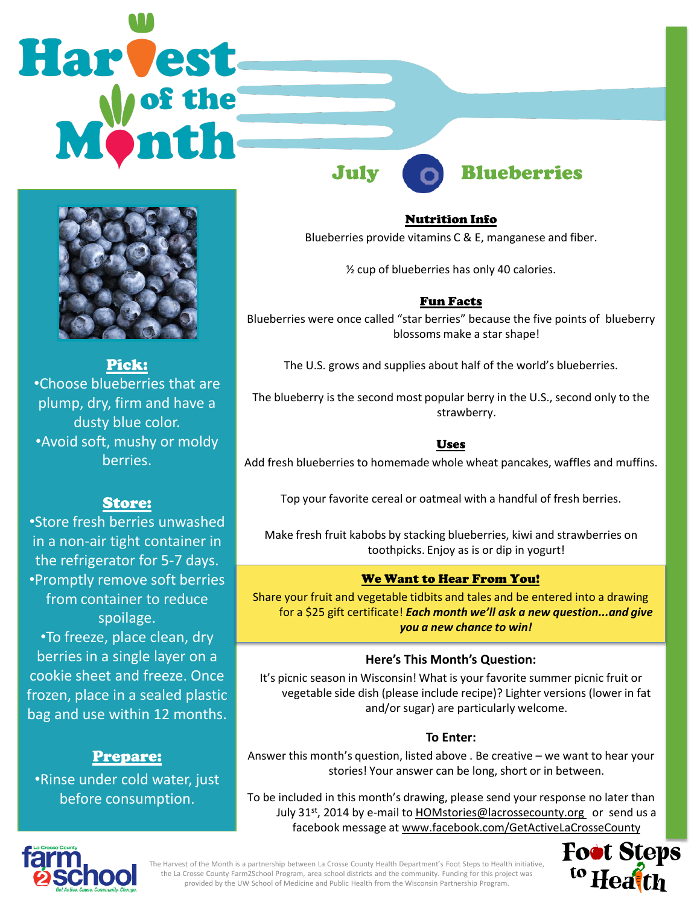# Harvest of the Month

## July — Blueberries

### Pick:

- Choose blueberries that are plump, dry, firm and have a dusty blue color.
- Avoid soft, mushy or moldy berries.

### Store:

- Store fresh berries unwashed in a non-air tight container in the refrigerator for 5-7 days.
- Promptly remove soft berries from container to reduce spoilage.
- To freeze, place clean, dry berries in a single layer on a cookie sheet and freeze. Once frozen, place in a sealed plastic bag and use within 12 months.

### Prepare:

- Rinse under cold water, just before consumption.

### Nutrition Info

Blueberries provide vitamins C & E, manganese and fiber.

½ cup of blueberries has only 40 calories.

### Fun Facts

Blueberries were once called "star berries" because the five points of blueberry blossoms make a star shape!

The U.S. grows and supplies about half of the world's blueberries.

The blueberry is the second most popular berry in the U.S., second only to the strawberry.

### Uses

Add fresh blueberries to homemade whole wheat pancakes, waffles and muffins.

Top your favorite cereal or oatmeal with a handful of fresh berries.

Make fresh fruit kabobs by stacking blueberries, kiwi and strawberries on toothpicks. Enjoy as is or dip in yogurt!

### We Want to Hear From You!

Share your fruit and vegetable tidbits and tales and be entered into a drawing for a $25 gift certificate! ***Each month we'll ask a new question...and give you a new chance to win!***

**Here's This Month's Question:**

It's picnic season in Wisconsin! What is your favorite summer picnic fruit or vegetable side dish (please include recipe)? Lighter versions (lower in fat and/or sugar) are particularly welcome.

**To Enter:**

Answer this month's question, listed above . Be creative – we want to hear your stories! Your answer can be long, short or in between.

To be included in this month's drawing, please send your response no later than July 31st, 2014 by e-mail to HOMstories@lacrossecounty.org or send us a facebook message at www.facebook.com/GetActiveLaCrosseCounty

La Crosse County farm2school — Get Active. Cause. Community. Change.

The Harvest of the Month is a partnership between La Crosse County Health Department's Foot Steps to Health initiative, the La Crosse County Farm2School Program, area school districts and the community. Funding for this project was provided by the UW School of Medicine and Public Health from the Wisconsin Partnership Program.

Foot Steps to Health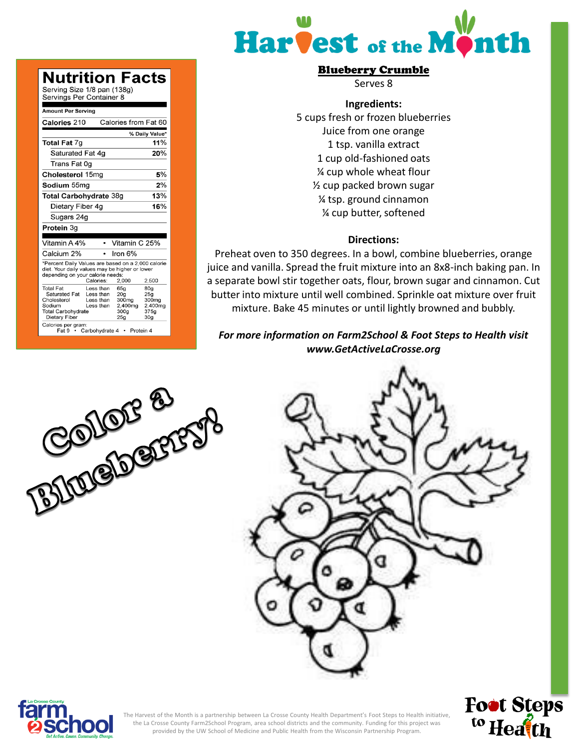# Harvest of the Month

## Nutrition Facts

Serving Size 1/8 pan (138g)
Servings Per Container 8

**Amount Per Serving**

| | |
|---|---|
| **Calories** 210 | Calories from Fat 60 |
| | **% Daily Value*** |
| **Total Fat** 7g | **11%** |
| Saturated Fat 4g | **20%** |
| Trans Fat 0g | |
| **Cholesterol** 15mg | **5%** |
| **Sodium** 55mg | **2%** |
| **Total Carbohydrate** 38g | **13%** |
| Dietary Fiber 4g | **16%** |
| Sugars 24g | |
| **Protein** 3g | |

| | |
|---|---|
| Vitamin A 4% | Vitamin C 25% |
| Calcium 2% | Iron 6% |

*Percent Daily Values are based on a 2,000 calorie diet. Your daily values may be higher or lower depending on your calorie needs:

| | | | |
|---|---|---|---|
| | Calories: | 2,000 | 2,500 |
| Total Fat | Less than | 65g | 80g |
| Saturated Fat | Less than | 20g | 25g |
| Cholesterol | Less than | 300mg | 300mg |
| Sodium | Less than | 2,400mg | 2,400mg |
| Total Carbohydrate | | 300g | 375g |
| Dietary Fiber | | 25g | 30g |

Calories per gram:
Fat 9 • Carbohydrate 4 • Protein 4

## Blueberry Crumble

Serves 8

**Ingredients:**

5 cups fresh or frozen blueberries
Juice from one orange
1 tsp. vanilla extract
1 cup old-fashioned oats
¼ cup whole wheat flour
½ cup packed brown sugar
¼ tsp. ground cinnamon
¼ cup butter, softened

**Directions:**

Preheat oven to 350 degrees. In a bowl, combine blueberries, orange juice and vanilla. Spread the fruit mixture into an 8x8-inch baking pan. In a separate bowl stir together oats, flour, brown sugar and cinnamon. Cut butter into mixture until well combined. Sprinkle oat mixture over fruit mixture. Bake 45 minutes or until lightly browned and bubbly.

***For more information on Farm2School & Foot Steps to Health visit www.GetActiveLaCrosse.org***

Color a Blueberry!

The Harvest of the Month is a partnership between La Crosse County Health Department's Foot Steps to Health initiative, the La Crosse County Farm2School Program, area school districts and the community. Funding for this project was provided by the UW School of Medicine and Public Health from the Wisconsin Partnership Program.